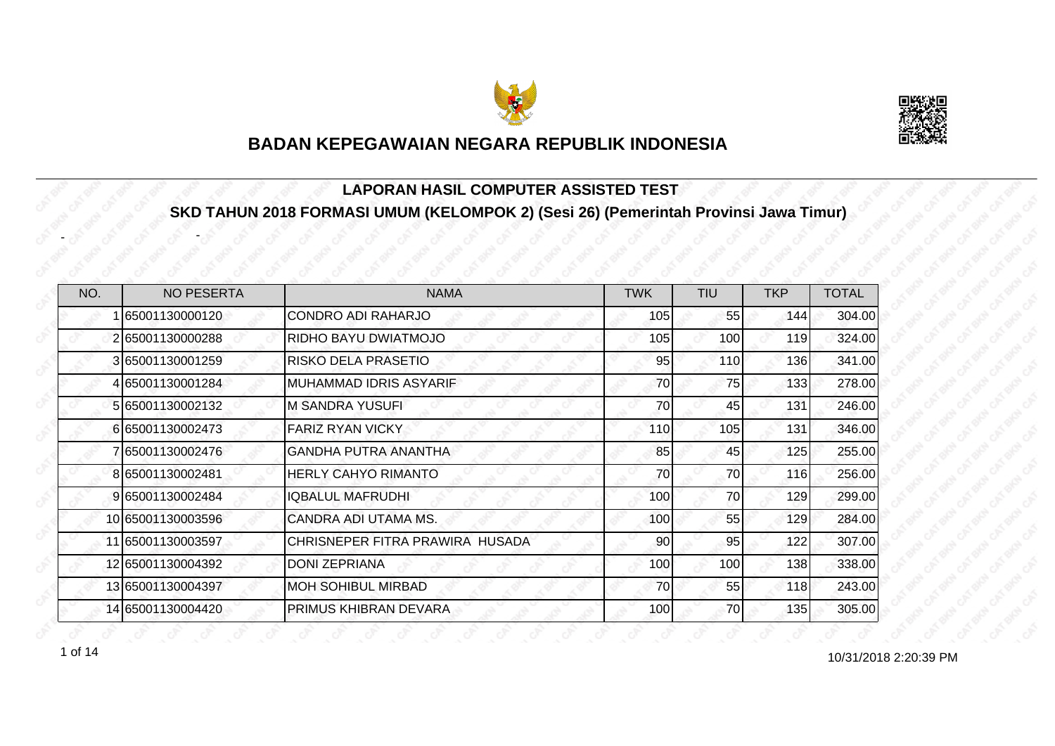## BADAN KEPEGAWAIAN NEGARA REPUBLIK INDONESIA

### LAPORAN HASIL COMPUTER ASSISTED TEST

### SKD TAHUN 2018 FORMASI UMUM (KELOMPOK 2) (Sesi 26) (Pemerintah Provinsi Jawa Timur)

- -

| NO. | NO PESERTA | NAMA | TWK | TIU | TKP | TOTAL |
|---|---|---|---|---|---|---|
| 1 | 65001130000120 | CONDRO ADI RAHARJO | 105 | 55 | 144 | 304.00 |
| 2 | 65001130000288 | RIDHO BAYU DWIATMOJO | 105 | 100 | 119 | 324.00 |
| 3 | 65001130001259 | RISKO DELA PRASETIO | 95 | 110 | 136 | 341.00 |
| 4 | 65001130001284 | MUHAMMAD IDRIS ASYARIF | 70 | 75 | 133 | 278.00 |
| 5 | 65001130002132 | M SANDRA YUSUFI | 70 | 45 | 131 | 246.00 |
| 6 | 65001130002473 | FARIZ RYAN VICKY | 110 | 105 | 131 | 346.00 |
| 7 | 65001130002476 | GANDHA PUTRA ANANTHA | 85 | 45 | 125 | 255.00 |
| 8 | 65001130002481 | HERLY CAHYO RIMANTO | 70 | 70 | 116 | 256.00 |
| 9 | 65001130002484 | IQBALUL MAFRUDHI | 100 | 70 | 129 | 299.00 |
| 10 | 65001130003596 | CANDRA ADI UTAMA MS. | 100 | 55 | 129 | 284.00 |
| 11 | 65001130003597 | CHRISNEPER FITRA PRAWIRA HUSADA | 90 | 95 | 122 | 307.00 |
| 12 | 65001130004392 | DONI ZEPRIANA | 100 | 100 | 138 | 338.00 |
| 13 | 65001130004397 | MOH SOHIBUL MIRBAD | 70 | 55 | 118 | 243.00 |
| 14 | 65001130004420 | PRIMUS KHIBRAN DEVARA | 100 | 70 | 135 | 305.00 |

10/31/2018 2:20:39 PM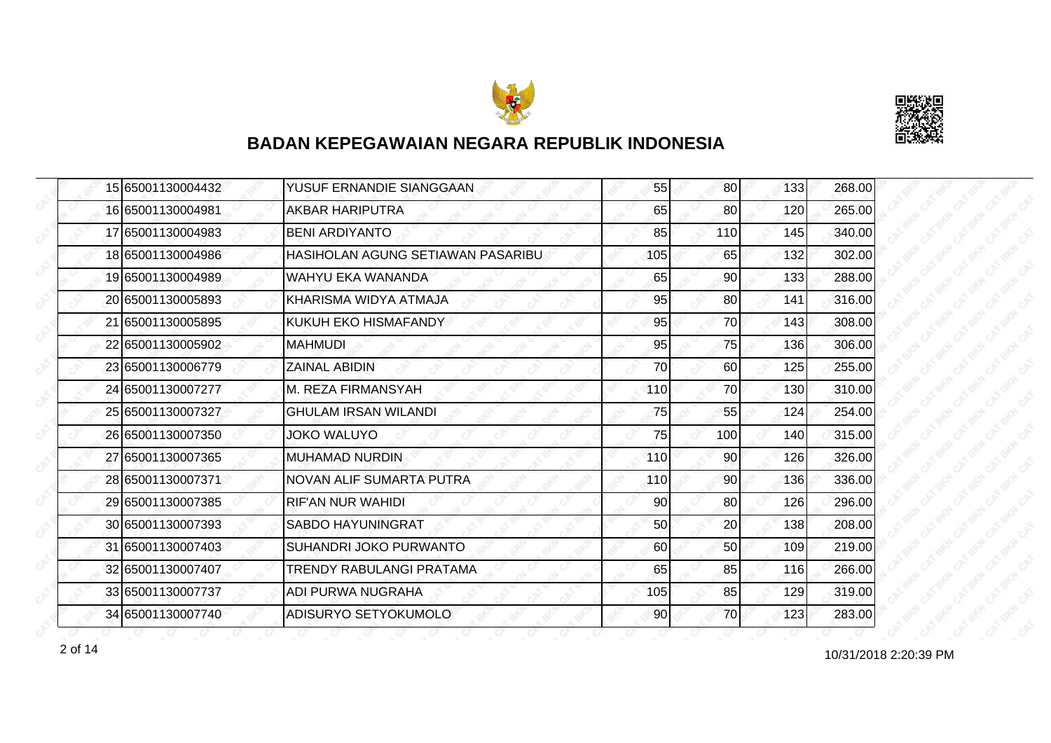**BADAN KEPEGAWAIAN NEGARA REPUBLIK INDONESIA**

| | | | | | | |
|---|---|---|---|---|---|---|
| 15 | 65001130004432 | YUSUF ERNANDIE SIANGGAAN | 55 | 80 | 133 | 268.00 |
| 16 | 65001130004981 | AKBAR HARIPUTRA | 65 | 80 | 120 | 265.00 |
| 17 | 65001130004983 | BENI ARDIYANTO | 85 | 110 | 145 | 340.00 |
| 18 | 65001130004986 | HASIHOLAN AGUNG SETIAWAN PASARIBU | 105 | 65 | 132 | 302.00 |
| 19 | 65001130004989 | WAHYU EKA WANANDA | 65 | 90 | 133 | 288.00 |
| 20 | 65001130005893 | KHARISMA WIDYA ATMAJA | 95 | 80 | 141 | 316.00 |
| 21 | 65001130005895 | KUKUH EKO HISMAFANDY | 95 | 70 | 143 | 308.00 |
| 22 | 65001130005902 | MAHMUDI | 95 | 75 | 136 | 306.00 |
| 23 | 65001130006779 | ZAINAL ABIDIN | 70 | 60 | 125 | 255.00 |
| 24 | 65001130007277 | M. REZA FIRMANSYAH | 110 | 70 | 130 | 310.00 |
| 25 | 65001130007327 | GHULAM IRSAN WILANDI | 75 | 55 | 124 | 254.00 |
| 26 | 65001130007350 | JOKO WALUYO | 75 | 100 | 140 | 315.00 |
| 27 | 65001130007365 | MUHAMAD NURDIN | 110 | 90 | 126 | 326.00 |
| 28 | 65001130007371 | NOVAN ALIF SUMARTA PUTRA | 110 | 90 | 136 | 336.00 |
| 29 | 65001130007385 | RIF'AN NUR WAHIDI | 90 | 80 | 126 | 296.00 |
| 30 | 65001130007393 | SABDO HAYUNINGRAT | 50 | 20 | 138 | 208.00 |
| 31 | 65001130007403 | SUHANDRI JOKO PURWANTO | 60 | 50 | 109 | 219.00 |
| 32 | 65001130007407 | TRENDY RABULANGI PRATAMA | 65 | 85 | 116 | 266.00 |
| 33 | 65001130007737 | ADI PURWA NUGRAHA | 105 | 85 | 129 | 319.00 |
| 34 | 65001130007740 | ADISURYO SETYOKUMOLO | 90 | 70 | 123 | 283.00 |

10/31/2018 2:20:39 PM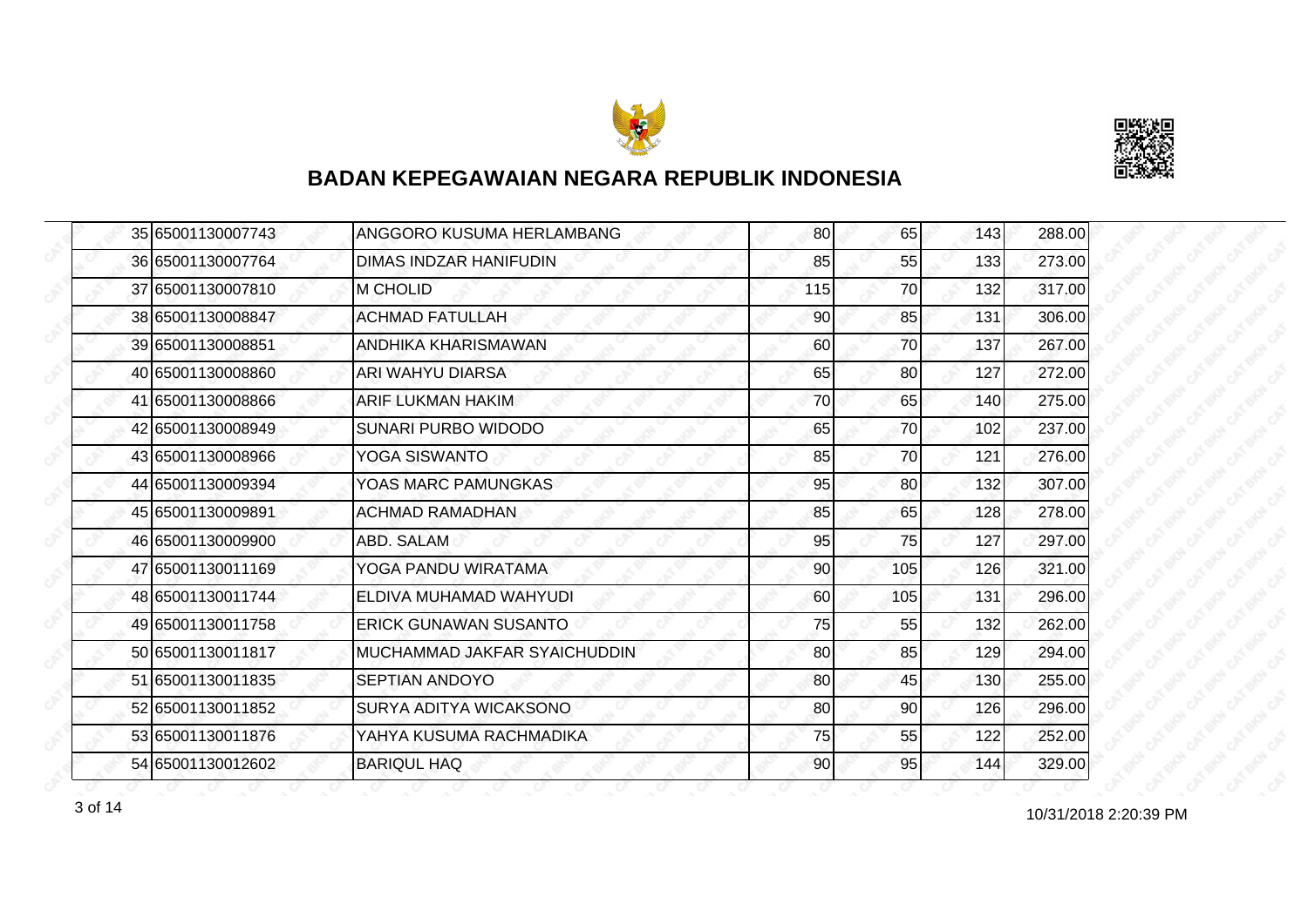## BADAN KEPEGAWAIAN NEGARA REPUBLIK INDONESIA

| | | | | | | |
|---|---|---|---|---|---|---|
| 35 | 65001130007743 | ANGGORO KUSUMA HERLAMBANG | 80 | 65 | 143 | 288.00 |
| 36 | 65001130007764 | DIMAS INDZAR HANIFUDIN | 85 | 55 | 133 | 273.00 |
| 37 | 65001130007810 | M CHOLID | 115 | 70 | 132 | 317.00 |
| 38 | 65001130008847 | ACHMAD FATULLAH | 90 | 85 | 131 | 306.00 |
| 39 | 65001130008851 | ANDHIKA KHARISMAWAN | 60 | 70 | 137 | 267.00 |
| 40 | 65001130008860 | ARI WAHYU DIARSA | 65 | 80 | 127 | 272.00 |
| 41 | 65001130008866 | ARIF LUKMAN HAKIM | 70 | 65 | 140 | 275.00 |
| 42 | 65001130008949 | SUNARI PURBO WIDODO | 65 | 70 | 102 | 237.00 |
| 43 | 65001130008966 | YOGA SISWANTO | 85 | 70 | 121 | 276.00 |
| 44 | 65001130009394 | YOAS MARC PAMUNGKAS | 95 | 80 | 132 | 307.00 |
| 45 | 65001130009891 | ACHMAD RAMADHAN | 85 | 65 | 128 | 278.00 |
| 46 | 65001130009900 | ABD. SALAM | 95 | 75 | 127 | 297.00 |
| 47 | 65001130011169 | YOGA PANDU WIRATAMA | 90 | 105 | 126 | 321.00 |
| 48 | 65001130011744 | ELDIVA MUHAMAD WAHYUDI | 60 | 105 | 131 | 296.00 |
| 49 | 65001130011758 | ERICK GUNAWAN SUSANTO | 75 | 55 | 132 | 262.00 |
| 50 | 65001130011817 | MUCHAMMAD JAKFAR SYAICHUDDIN | 80 | 85 | 129 | 294.00 |
| 51 | 65001130011835 | SEPTIAN ANDOYO | 80 | 45 | 130 | 255.00 |
| 52 | 65001130011852 | SURYA ADITYA WICAKSONO | 80 | 90 | 126 | 296.00 |
| 53 | 65001130011876 | YAHYA KUSUMA RACHMADIKA | 75 | 55 | 122 | 252.00 |
| 54 | 65001130012602 | BARIQUL HAQ | 90 | 95 | 144 | 329.00 |

10/31/2018 2:20:39 PM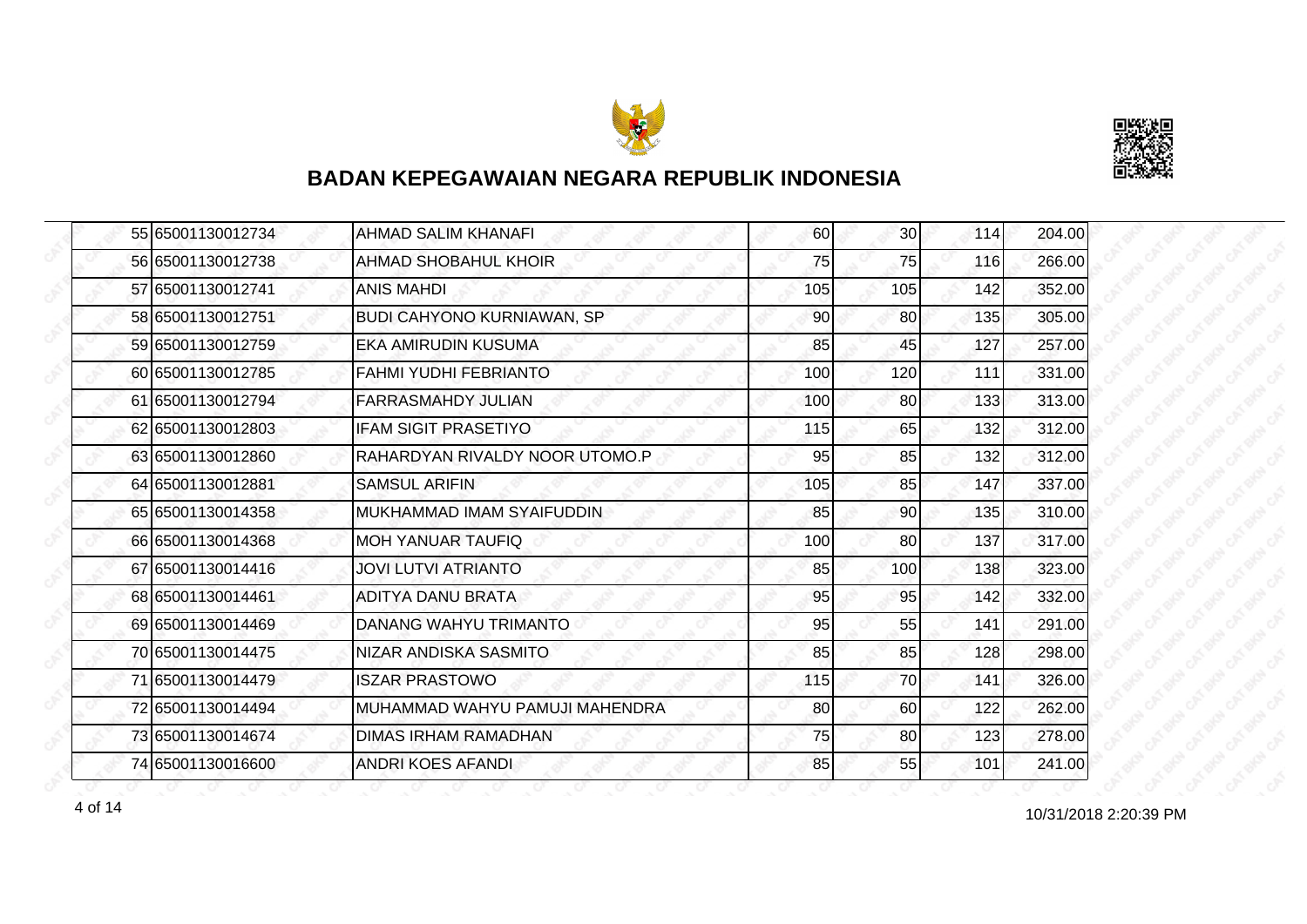## BADAN KEPEGAWAIAN NEGARA REPUBLIK INDONESIA

| | | | | | | |
|---|---|---|---|---|---|---|
| 55 | 65001130012734 | AHMAD SALIM KHANAFI | 60 | 30 | 114 | 204.00 |
| 56 | 65001130012738 | AHMAD SHOBAHUL KHOIR | 75 | 75 | 116 | 266.00 |
| 57 | 65001130012741 | ANIS MAHDI | 105 | 105 | 142 | 352.00 |
| 58 | 65001130012751 | BUDI CAHYONO KURNIAWAN, SP | 90 | 80 | 135 | 305.00 |
| 59 | 65001130012759 | EKA AMIRUDIN KUSUMA | 85 | 45 | 127 | 257.00 |
| 60 | 65001130012785 | FAHMI YUDHI FEBRIANTO | 100 | 120 | 111 | 331.00 |
| 61 | 65001130012794 | FARRASMAHDY JULIAN | 100 | 80 | 133 | 313.00 |
| 62 | 65001130012803 | IFAM SIGIT PRASETIYO | 115 | 65 | 132 | 312.00 |
| 63 | 65001130012860 | RAHARDYAN RIVALDY NOOR UTOMO.P | 95 | 85 | 132 | 312.00 |
| 64 | 65001130012881 | SAMSUL ARIFIN | 105 | 85 | 147 | 337.00 |
| 65 | 65001130014358 | MUKHAMMAD IMAM SYAIFUDDIN | 85 | 90 | 135 | 310.00 |
| 66 | 65001130014368 | MOH YANUAR TAUFIQ | 100 | 80 | 137 | 317.00 |
| 67 | 65001130014416 | JOVI LUTVI ATRIANTO | 85 | 100 | 138 | 323.00 |
| 68 | 65001130014461 | ADITYA DANU BRATA | 95 | 95 | 142 | 332.00 |
| 69 | 65001130014469 | DANANG WAHYU TRIMANTO | 95 | 55 | 141 | 291.00 |
| 70 | 65001130014475 | NIZAR ANDISKA SASMITO | 85 | 85 | 128 | 298.00 |
| 71 | 65001130014479 | ISZAR PRASTOWO | 115 | 70 | 141 | 326.00 |
| 72 | 65001130014494 | MUHAMMAD WAHYU PAMUJI MAHENDRA | 80 | 60 | 122 | 262.00 |
| 73 | 65001130014674 | DIMAS IRHAM RAMADHAN | 75 | 80 | 123 | 278.00 |
| 74 | 65001130016600 | ANDRI KOES AFANDI | 85 | 55 | 101 | 241.00 |

10/31/2018 2:20:39 PM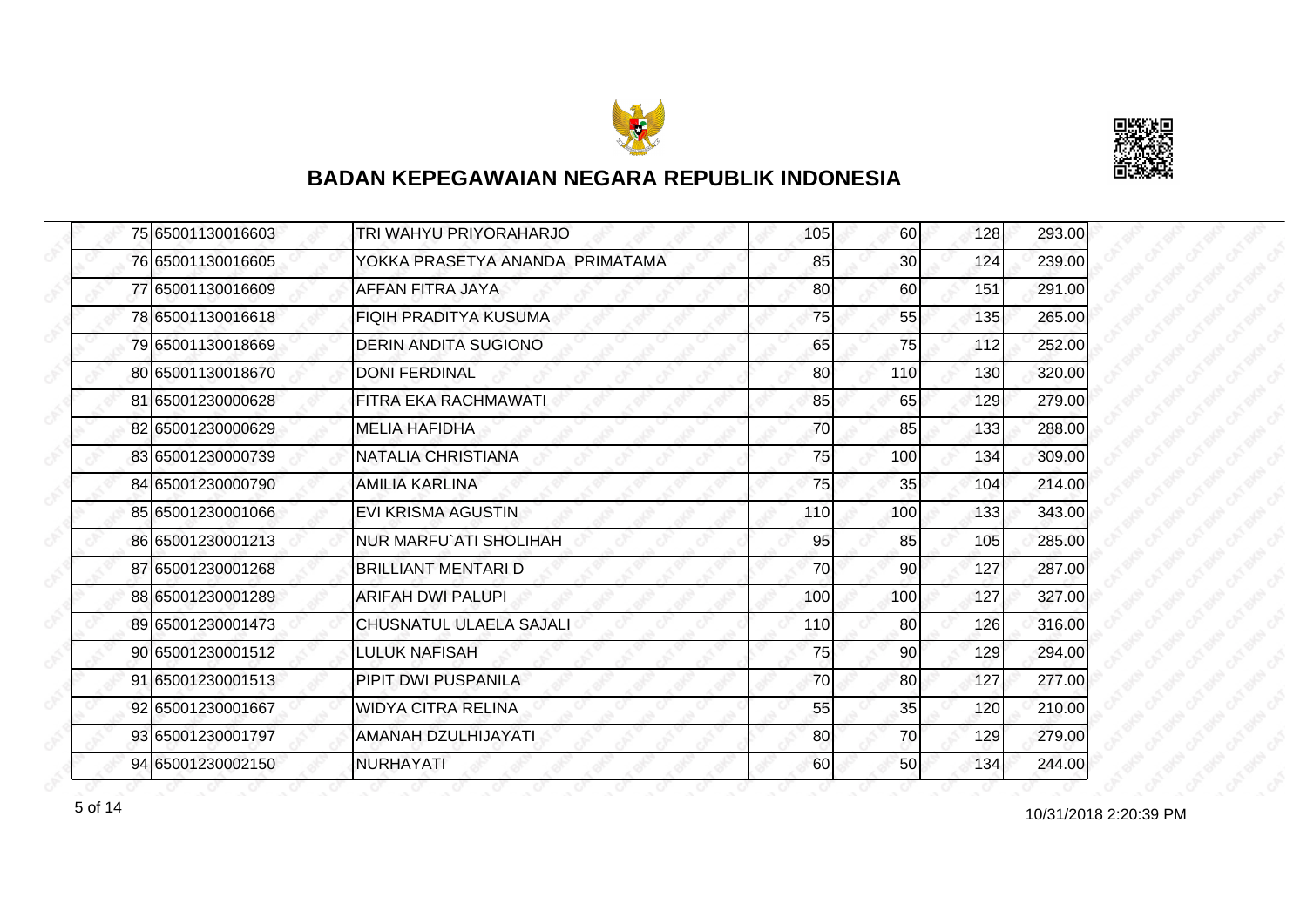## BADAN KEPEGAWAIAN NEGARA REPUBLIK INDONESIA

| | | | | | | |
|---|---|---|---|---|---|---|
| 75 | 65001130016603 | TRI WAHYU PRIYORAHARJO | 105 | 60 | 128 | 293.00 |
| 76 | 65001130016605 | YOKKA PRASETYA ANANDA PRIMATAMA | 85 | 30 | 124 | 239.00 |
| 77 | 65001130016609 | AFFAN FITRA JAYA | 80 | 60 | 151 | 291.00 |
| 78 | 65001130016618 | FIQIH PRADITYA KUSUMA | 75 | 55 | 135 | 265.00 |
| 79 | 65001130018669 | DERIN ANDITA SUGIONO | 65 | 75 | 112 | 252.00 |
| 80 | 65001130018670 | DONI FERDINAL | 80 | 110 | 130 | 320.00 |
| 81 | 65001230000628 | FITRA EKA RACHMAWATI | 85 | 65 | 129 | 279.00 |
| 82 | 65001230000629 | MELIA HAFIDHA | 70 | 85 | 133 | 288.00 |
| 83 | 65001230000739 | NATALIA CHRISTIANA | 75 | 100 | 134 | 309.00 |
| 84 | 65001230000790 | AMILIA KARLINA | 75 | 35 | 104 | 214.00 |
| 85 | 65001230001066 | EVI KRISMA AGUSTIN | 110 | 100 | 133 | 343.00 |
| 86 | 65001230001213 | NUR MARFU`ATI SHOLIHAH | 95 | 85 | 105 | 285.00 |
| 87 | 65001230001268 | BRILLIANT MENTARI D | 70 | 90 | 127 | 287.00 |
| 88 | 65001230001289 | ARIFAH DWI PALUPI | 100 | 100 | 127 | 327.00 |
| 89 | 65001230001473 | CHUSNATUL ULAELA SAJALI | 110 | 80 | 126 | 316.00 |
| 90 | 65001230001512 | LULUK NAFISAH | 75 | 90 | 129 | 294.00 |
| 91 | 65001230001513 | PIPIT DWI PUSPANILA | 70 | 80 | 127 | 277.00 |
| 92 | 65001230001667 | WIDYA CITRA RELINA | 55 | 35 | 120 | 210.00 |
| 93 | 65001230001797 | AMANAH DZULHIJAYATI | 80 | 70 | 129 | 279.00 |
| 94 | 65001230002150 | NURHAYATI | 60 | 50 | 134 | 244.00 |

10/31/2018 2:20:39 PM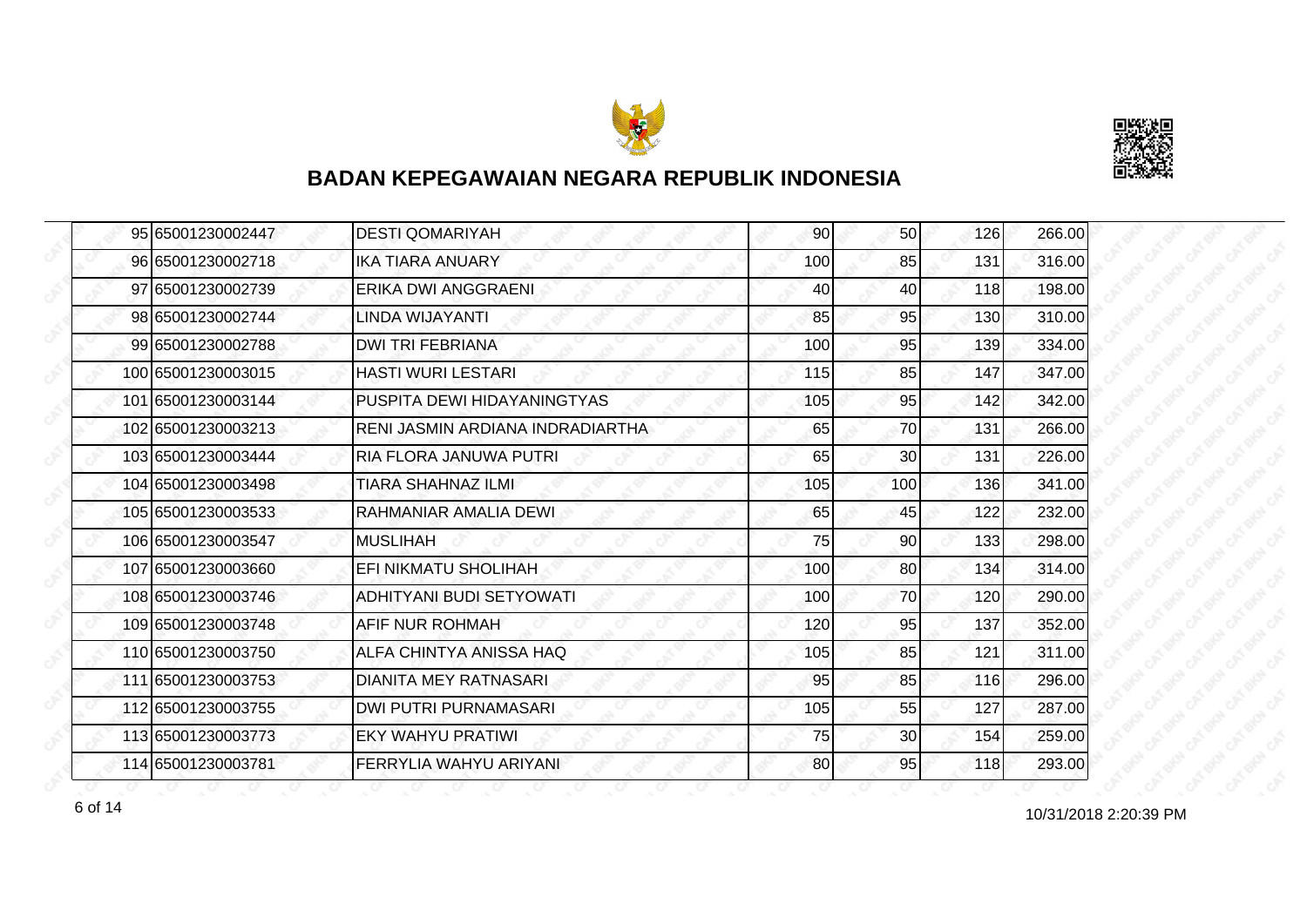# BADAN KEPEGAWAIAN NEGARA REPUBLIK INDONESIA

| | | | | | | |
|---|---|---|---|---|---|---|
| 95 | 65001230002447 | DESTI QOMARIYAH | 90 | 50 | 126 | 266.00 |
| 96 | 65001230002718 | IKA TIARA ANUARY | 100 | 85 | 131 | 316.00 |
| 97 | 65001230002739 | ERIKA DWI ANGGRAENI | 40 | 40 | 118 | 198.00 |
| 98 | 65001230002744 | LINDA WIJAYANTI | 85 | 95 | 130 | 310.00 |
| 99 | 65001230002788 | DWI TRI FEBRIANA | 100 | 95 | 139 | 334.00 |
| 100 | 65001230003015 | HASTI WURI LESTARI | 115 | 85 | 147 | 347.00 |
| 101 | 65001230003144 | PUSPITA DEWI HIDAYANINGTYAS | 105 | 95 | 142 | 342.00 |
| 102 | 65001230003213 | RENI JASMIN ARDIANA INDRADIARTHA | 65 | 70 | 131 | 266.00 |
| 103 | 65001230003444 | RIA FLORA JANUWA PUTRI | 65 | 30 | 131 | 226.00 |
| 104 | 65001230003498 | TIARA SHAHNAZ ILMI | 105 | 100 | 136 | 341.00 |
| 105 | 65001230003533 | RAHMANIAR AMALIA DEWI | 65 | 45 | 122 | 232.00 |
| 106 | 65001230003547 | MUSLIHAH | 75 | 90 | 133 | 298.00 |
| 107 | 65001230003660 | EFI NIKMATU SHOLIHAH | 100 | 80 | 134 | 314.00 |
| 108 | 65001230003746 | ADHITYANI BUDI SETYOWATI | 100 | 70 | 120 | 290.00 |
| 109 | 65001230003748 | AFIF NUR ROHMAH | 120 | 95 | 137 | 352.00 |
| 110 | 65001230003750 | ALFA CHINTYA ANISSA HAQ | 105 | 85 | 121 | 311.00 |
| 111 | 65001230003753 | DIANITA MEY RATNASARI | 95 | 85 | 116 | 296.00 |
| 112 | 65001230003755 | DWI PUTRI PURNAMASARI | 105 | 55 | 127 | 287.00 |
| 113 | 65001230003773 | EKY WAHYU PRATIWI | 75 | 30 | 154 | 259.00 |
| 114 | 65001230003781 | FERRYLIA WAHYU ARIYANI | 80 | 95 | 118 | 293.00 |

10/31/2018 2:20:39 PM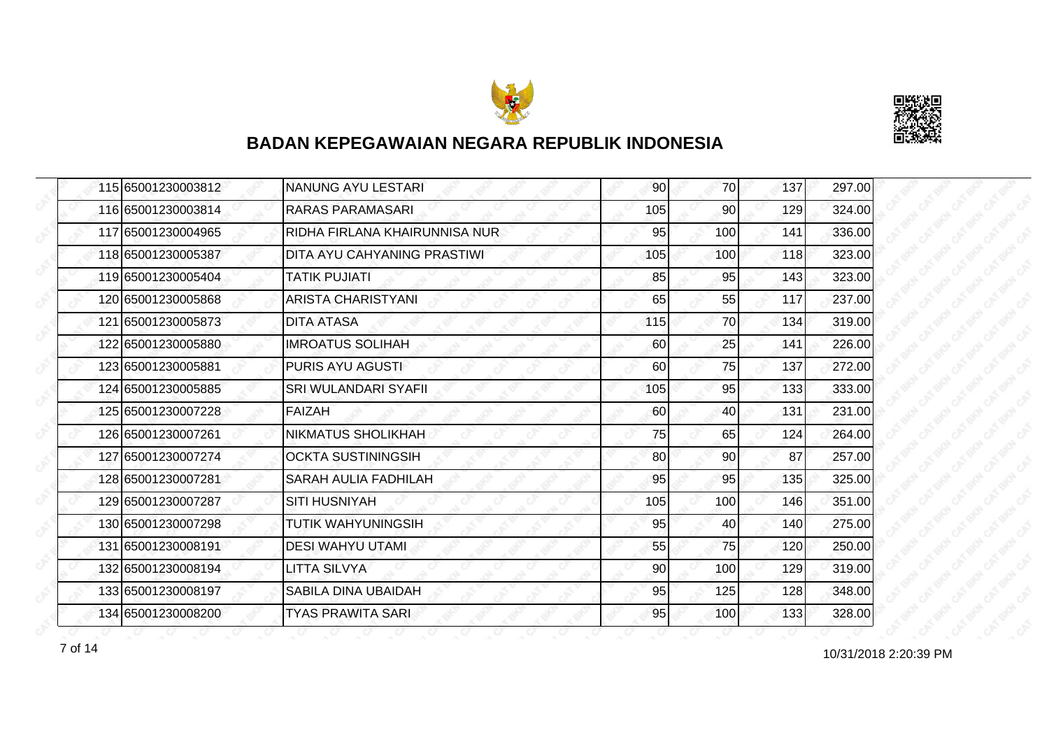## BADAN KEPEGAWAIAN NEGARA REPUBLIK INDONESIA

| | | | | | | |
|---|---|---|---|---|---|---|
| 115 | 65001230003812 | NANUNG AYU LESTARI | 90 | 70 | 137 | 297.00 |
| 116 | 65001230003814 | RARAS PARAMASARI | 105 | 90 | 129 | 324.00 |
| 117 | 65001230004965 | RIDHA FIRLANA KHAIRUNNISA NUR | 95 | 100 | 141 | 336.00 |
| 118 | 65001230005387 | DITA AYU CAHYANING PRASTIWI | 105 | 100 | 118 | 323.00 |
| 119 | 65001230005404 | TATIK PUJIATI | 85 | 95 | 143 | 323.00 |
| 120 | 65001230005868 | ARISTA CHARISTYANI | 65 | 55 | 117 | 237.00 |
| 121 | 65001230005873 | DITA ATASA | 115 | 70 | 134 | 319.00 |
| 122 | 65001230005880 | IMROATUS SOLIHAH | 60 | 25 | 141 | 226.00 |
| 123 | 65001230005881 | PURIS AYU AGUSTI | 60 | 75 | 137 | 272.00 |
| 124 | 65001230005885 | SRI WULANDARI SYAFII | 105 | 95 | 133 | 333.00 |
| 125 | 65001230007228 | FAIZAH | 60 | 40 | 131 | 231.00 |
| 126 | 65001230007261 | NIKMATUS SHOLIKHAH | 75 | 65 | 124 | 264.00 |
| 127 | 65001230007274 | OCKTA SUSTININGSIH | 80 | 90 | 87 | 257.00 |
| 128 | 65001230007281 | SARAH AULIA FADHILAH | 95 | 95 | 135 | 325.00 |
| 129 | 65001230007287 | SITI HUSNIYAH | 105 | 100 | 146 | 351.00 |
| 130 | 65001230007298 | TUTIK WAHYUNINGSIH | 95 | 40 | 140 | 275.00 |
| 131 | 65001230008191 | DESI WAHYU UTAMI | 55 | 75 | 120 | 250.00 |
| 132 | 65001230008194 | LITTA SILVYA | 90 | 100 | 129 | 319.00 |
| 133 | 65001230008197 | SABILA DINA UBAIDAH | 95 | 125 | 128 | 348.00 |
| 134 | 65001230008200 | TYAS PRAWITA SARI | 95 | 100 | 133 | 328.00 |

10/31/2018 2:20:39 PM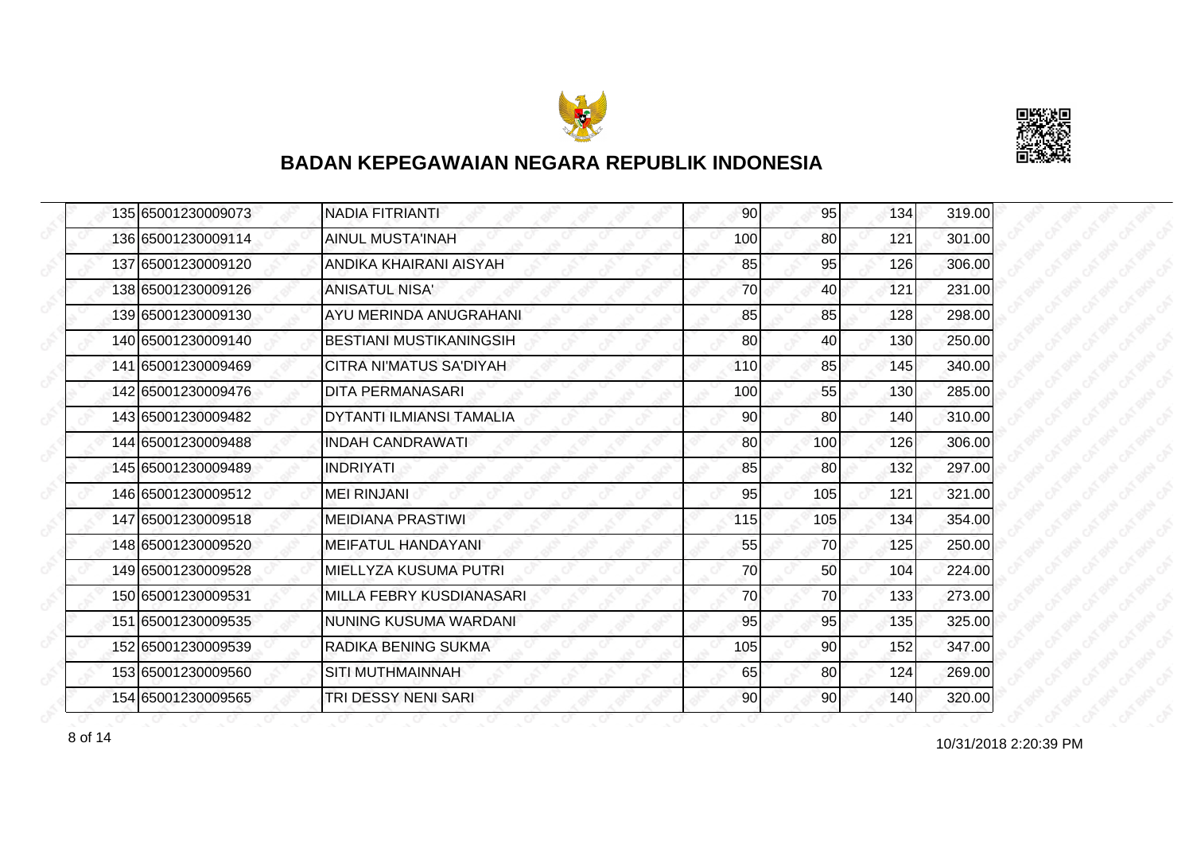# BADAN KEPEGAWAIAN NEGARA REPUBLIK INDONESIA

| | | | | | | |
|---|---|---|---|---|---|---|
| 135 | 65001230009073 | NADIA FITRIANTI | 90 | 95 | 134 | 319.00 |
| 136 | 65001230009114 | AINUL MUSTA'INAH | 100 | 80 | 121 | 301.00 |
| 137 | 65001230009120 | ANDIKA KHAIRANI AISYAH | 85 | 95 | 126 | 306.00 |
| 138 | 65001230009126 | ANISATUL NISA' | 70 | 40 | 121 | 231.00 |
| 139 | 65001230009130 | AYU MERINDA ANUGRAHANI | 85 | 85 | 128 | 298.00 |
| 140 | 65001230009140 | BESTIANI MUSTIKANINGSIH | 80 | 40 | 130 | 250.00 |
| 141 | 65001230009469 | CITRA NI'MATUS SA'DIYAH | 110 | 85 | 145 | 340.00 |
| 142 | 65001230009476 | DITA PERMANASARI | 100 | 55 | 130 | 285.00 |
| 143 | 65001230009482 | DYTANTI ILMIANSI TAMALIA | 90 | 80 | 140 | 310.00 |
| 144 | 65001230009488 | INDAH CANDRAWATI | 80 | 100 | 126 | 306.00 |
| 145 | 65001230009489 | INDRIYATI | 85 | 80 | 132 | 297.00 |
| 146 | 65001230009512 | MEI RINJANI | 95 | 105 | 121 | 321.00 |
| 147 | 65001230009518 | MEIDIANA PRASTIWI | 115 | 105 | 134 | 354.00 |
| 148 | 65001230009520 | MEIFATUL HANDAYANI | 55 | 70 | 125 | 250.00 |
| 149 | 65001230009528 | MIELLYZA KUSUMA PUTRI | 70 | 50 | 104 | 224.00 |
| 150 | 65001230009531 | MILLA FEBRY KUSDIANASARI | 70 | 70 | 133 | 273.00 |
| 151 | 65001230009535 | NUNING KUSUMA WARDANI | 95 | 95 | 135 | 325.00 |
| 152 | 65001230009539 | RADIKA BENING SUKMA | 105 | 90 | 152 | 347.00 |
| 153 | 65001230009560 | SITI MUTHMAINNAH | 65 | 80 | 124 | 269.00 |
| 154 | 65001230009565 | TRI DESSY NENI SARI | 90 | 90 | 140 | 320.00 |

10/31/2018 2:20:39 PM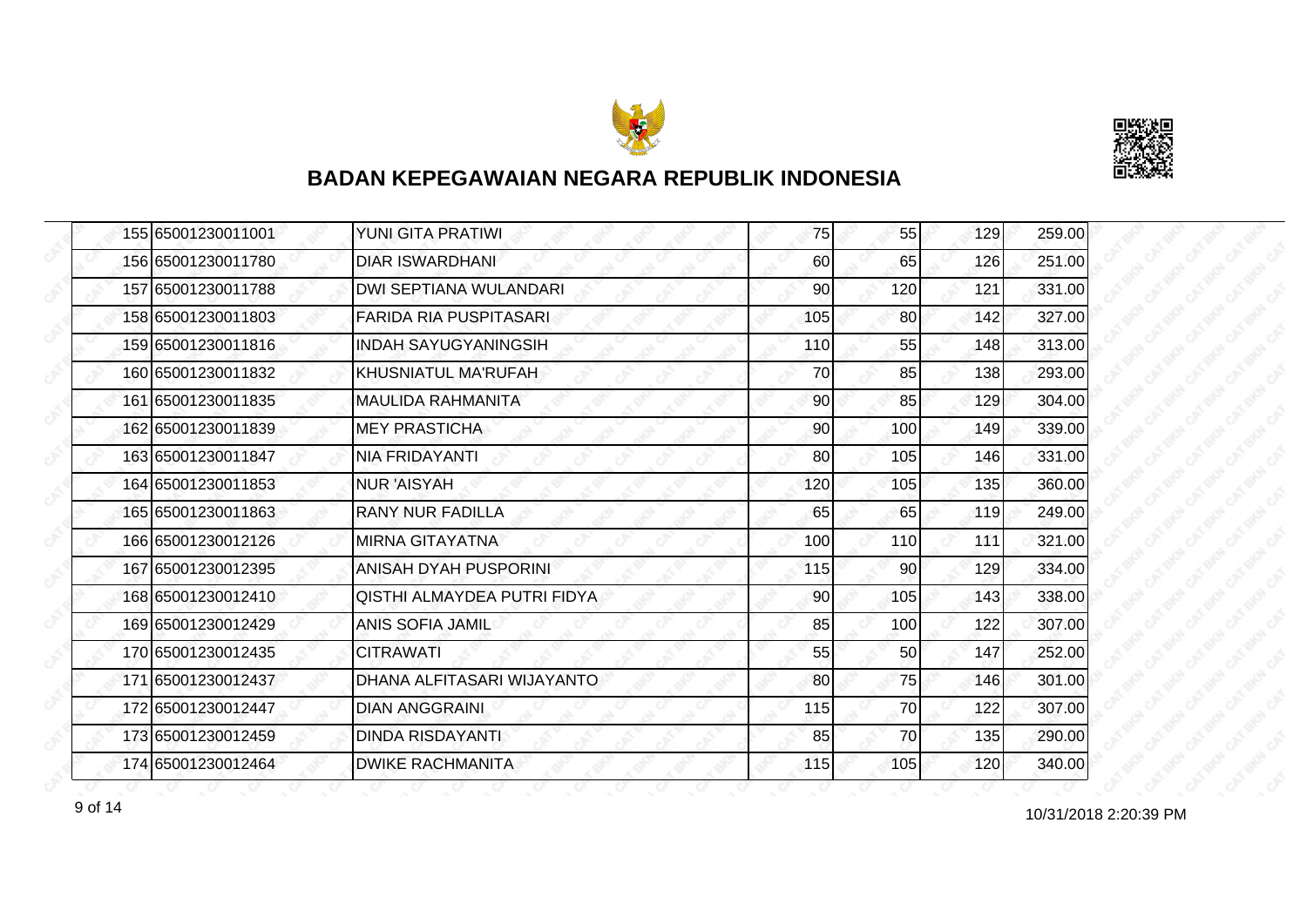## BADAN KEPEGAWAIAN NEGARA REPUBLIK INDONESIA

| | | | | | | |
|---|---|---|---|---|---|---|
| 155 | 65001230011001 | YUNI GITA PRATIWI | 75 | 55 | 129 | 259.00 |
| 156 | 65001230011780 | DIAR ISWARDHANI | 60 | 65 | 126 | 251.00 |
| 157 | 65001230011788 | DWI SEPTIANA WULANDARI | 90 | 120 | 121 | 331.00 |
| 158 | 65001230011803 | FARIDA RIA PUSPITASARI | 105 | 80 | 142 | 327.00 |
| 159 | 65001230011816 | INDAH SAYUGYANINGSIH | 110 | 55 | 148 | 313.00 |
| 160 | 65001230011832 | KHUSNIATUL MA'RUFAH | 70 | 85 | 138 | 293.00 |
| 161 | 65001230011835 | MAULIDA RAHMANITA | 90 | 85 | 129 | 304.00 |
| 162 | 65001230011839 | MEY PRASTICHA | 90 | 100 | 149 | 339.00 |
| 163 | 65001230011847 | NIA FRIDAYANTI | 80 | 105 | 146 | 331.00 |
| 164 | 65001230011853 | NUR 'AISYAH | 120 | 105 | 135 | 360.00 |
| 165 | 65001230011863 | RANY NUR FADILLA | 65 | 65 | 119 | 249.00 |
| 166 | 65001230012126 | MIRNA GITAYATNA | 100 | 110 | 111 | 321.00 |
| 167 | 65001230012395 | ANISAH DYAH PUSPORINI | 115 | 90 | 129 | 334.00 |
| 168 | 65001230012410 | QISTHI ALMAYDEA PUTRI FIDYA | 90 | 105 | 143 | 338.00 |
| 169 | 65001230012429 | ANIS SOFIA JAMIL | 85 | 100 | 122 | 307.00 |
| 170 | 65001230012435 | CITRAWATI | 55 | 50 | 147 | 252.00 |
| 171 | 65001230012437 | DHANA ALFITASARI WIJAYANTO | 80 | 75 | 146 | 301.00 |
| 172 | 65001230012447 | DIAN ANGGRAINI | 115 | 70 | 122 | 307.00 |
| 173 | 65001230012459 | DINDA RISDAYANTI | 85 | 70 | 135 | 290.00 |
| 174 | 65001230012464 | DWIKE RACHMANITA | 115 | 105 | 120 | 340.00 |

10/31/2018 2:20:39 PM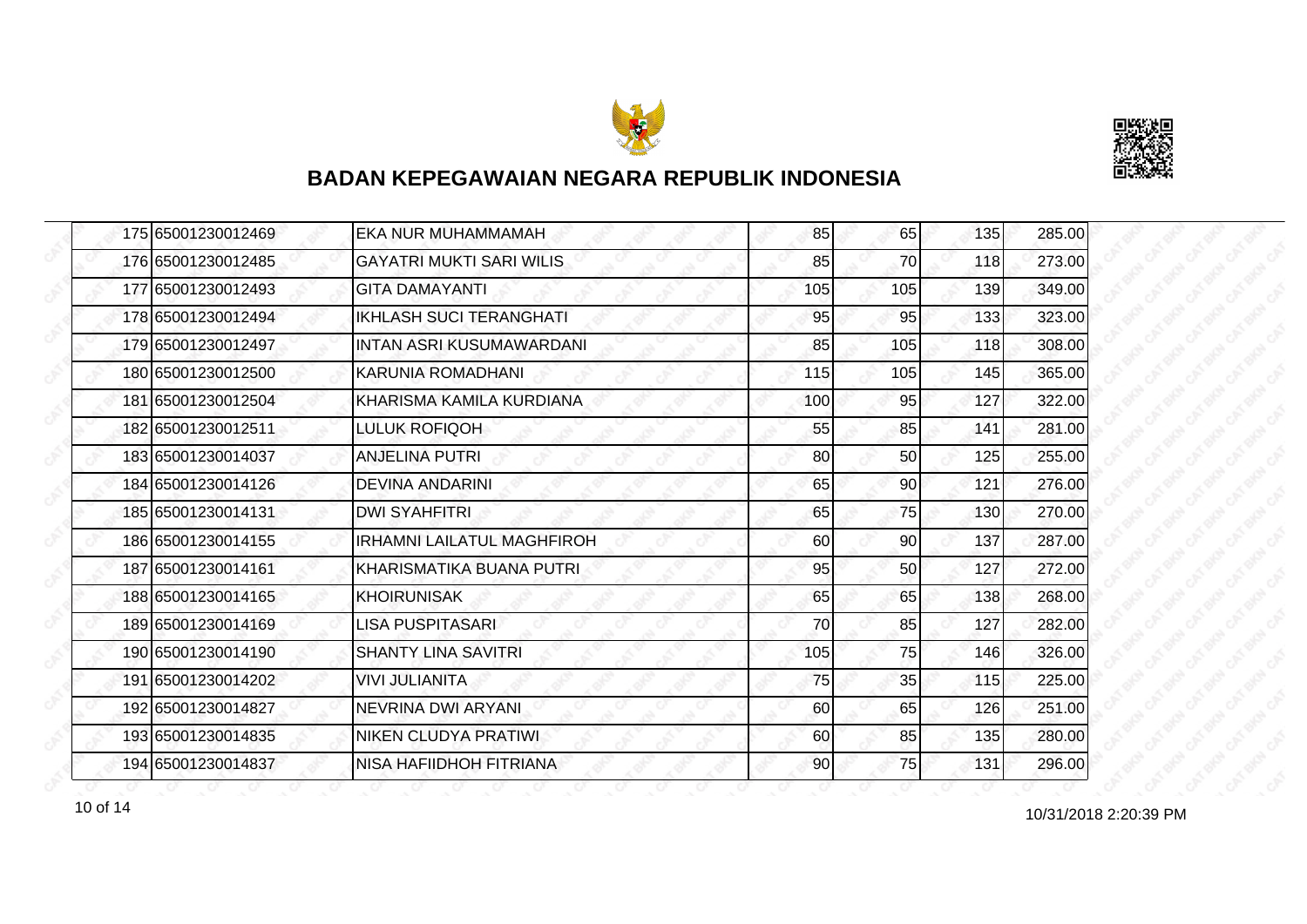# BADAN KEPEGAWAIAN NEGARA REPUBLIK INDONESIA

| | | | | | | |
|---|---|---|---|---|---|---|
| 175 | 65001230012469 | EKA NUR MUHAMMAMAH | 85 | 65 | 135 | 285.00 |
| 176 | 65001230012485 | GAYATRI MUKTI SARI WILIS | 85 | 70 | 118 | 273.00 |
| 177 | 65001230012493 | GITA DAMAYANTI | 105 | 105 | 139 | 349.00 |
| 178 | 65001230012494 | IKHLASH SUCI TERANGHATI | 95 | 95 | 133 | 323.00 |
| 179 | 65001230012497 | INTAN ASRI KUSUMAWARDANI | 85 | 105 | 118 | 308.00 |
| 180 | 65001230012500 | KARUNIA ROMADHANI | 115 | 105 | 145 | 365.00 |
| 181 | 65001230012504 | KHARISMA KAMILA KURDIANA | 100 | 95 | 127 | 322.00 |
| 182 | 65001230012511 | LULUK ROFIQOH | 55 | 85 | 141 | 281.00 |
| 183 | 65001230014037 | ANJELINA PUTRI | 80 | 50 | 125 | 255.00 |
| 184 | 65001230014126 | DEVINA ANDARINI | 65 | 90 | 121 | 276.00 |
| 185 | 65001230014131 | DWI SYAHFITRI | 65 | 75 | 130 | 270.00 |
| 186 | 65001230014155 | IRHAMNI LAILATUL MAGHFIROH | 60 | 90 | 137 | 287.00 |
| 187 | 65001230014161 | KHARISMATIKA BUANA PUTRI | 95 | 50 | 127 | 272.00 |
| 188 | 65001230014165 | KHOIRUNISAK | 65 | 65 | 138 | 268.00 |
| 189 | 65001230014169 | LISA PUSPITASARI | 70 | 85 | 127 | 282.00 |
| 190 | 65001230014190 | SHANTY LINA SAVITRI | 105 | 75 | 146 | 326.00 |
| 191 | 65001230014202 | VIVI JULIANITA | 75 | 35 | 115 | 225.00 |
| 192 | 65001230014827 | NEVRINA DWI ARYANI | 60 | 65 | 126 | 251.00 |
| 193 | 65001230014835 | NIKEN CLUDYA PRATIWI | 60 | 85 | 135 | 280.00 |
| 194 | 65001230014837 | NISA HAFIIDHOH FITRIANA | 90 | 75 | 131 | 296.00 |

10/31/2018 2:20:39 PM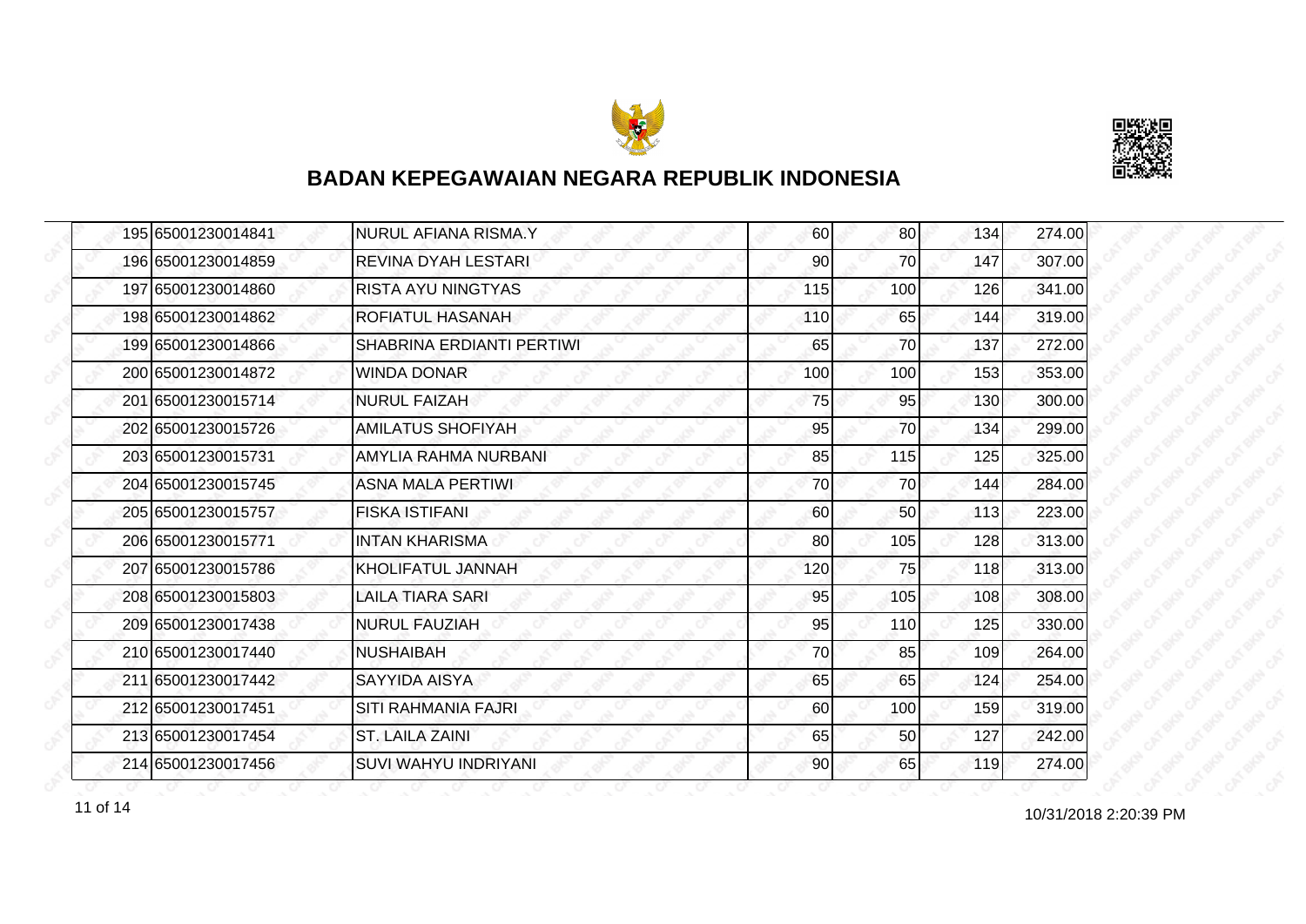## BADAN KEPEGAWAIAN NEGARA REPUBLIK INDONESIA

| | | | | | | |
|---|---|---|---|---|---|---|
| 195 | 65001230014841 | NURUL AFIANA RISMA.Y | 60 | 80 | 134 | 274.00 |
| 196 | 65001230014859 | REVINA DYAH LESTARI | 90 | 70 | 147 | 307.00 |
| 197 | 65001230014860 | RISTA AYU NINGTYAS | 115 | 100 | 126 | 341.00 |
| 198 | 65001230014862 | ROFIATUL HASANAH | 110 | 65 | 144 | 319.00 |
| 199 | 65001230014866 | SHABRINA ERDIANTI PERTIWI | 65 | 70 | 137 | 272.00 |
| 200 | 65001230014872 | WINDA DONAR | 100 | 100 | 153 | 353.00 |
| 201 | 65001230015714 | NURUL FAIZAH | 75 | 95 | 130 | 300.00 |
| 202 | 65001230015726 | AMILATUS SHOFIYAH | 95 | 70 | 134 | 299.00 |
| 203 | 65001230015731 | AMYLIA RAHMA NURBANI | 85 | 115 | 125 | 325.00 |
| 204 | 65001230015745 | ASNA MALA PERTIWI | 70 | 70 | 144 | 284.00 |
| 205 | 65001230015757 | FISKA ISTIFANI | 60 | 50 | 113 | 223.00 |
| 206 | 65001230015771 | INTAN KHARISMA | 80 | 105 | 128 | 313.00 |
| 207 | 65001230015786 | KHOLIFATUL JANNAH | 120 | 75 | 118 | 313.00 |
| 208 | 65001230015803 | LAILA TIARA SARI | 95 | 105 | 108 | 308.00 |
| 209 | 65001230017438 | NURUL FAUZIAH | 95 | 110 | 125 | 330.00 |
| 210 | 65001230017440 | NUSHAIBAH | 70 | 85 | 109 | 264.00 |
| 211 | 65001230017442 | SAYYIDA AISYA | 65 | 65 | 124 | 254.00 |
| 212 | 65001230017451 | SITI RAHMANIA FAJRI | 60 | 100 | 159 | 319.00 |
| 213 | 65001230017454 | ST. LAILA ZAINI | 65 | 50 | 127 | 242.00 |
| 214 | 65001230017456 | SUVI WAHYU INDRIYANI | 90 | 65 | 119 | 274.00 |

10/31/2018 2:20:39 PM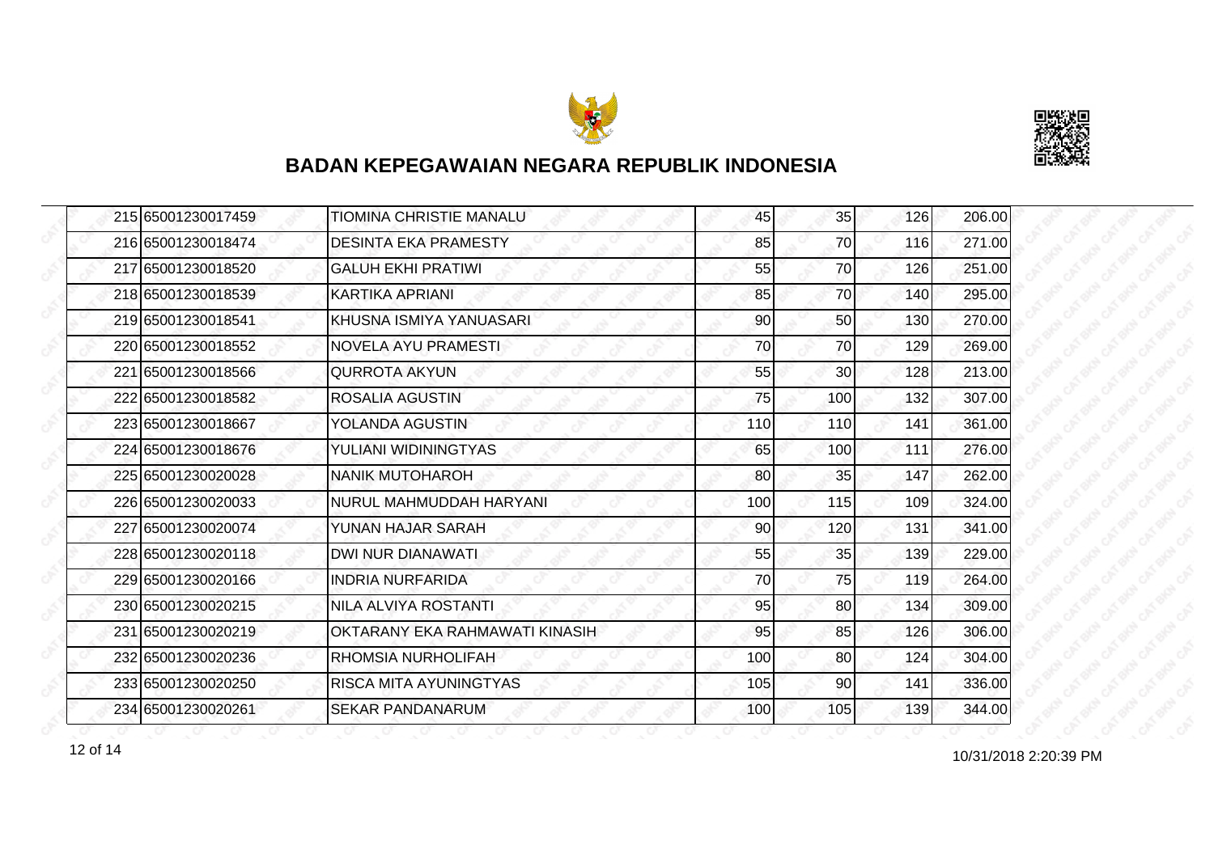# BADAN KEPEGAWAIAN NEGARA REPUBLIK INDONESIA

| | | | | | | |
|---|---|---|---|---|---|---|
| 215 | 65001230017459 | TIOMINA CHRISTIE MANALU | 45 | 35 | 126 | 206.00 |
| 216 | 65001230018474 | DESINTA EKA PRAMESTY | 85 | 70 | 116 | 271.00 |
| 217 | 65001230018520 | GALUH EKHI PRATIWI | 55 | 70 | 126 | 251.00 |
| 218 | 65001230018539 | KARTIKA APRIANI | 85 | 70 | 140 | 295.00 |
| 219 | 65001230018541 | KHUSNA ISMIYA YANUASARI | 90 | 50 | 130 | 270.00 |
| 220 | 65001230018552 | NOVELA AYU PRAMESTI | 70 | 70 | 129 | 269.00 |
| 221 | 65001230018566 | QURROTA AKYUN | 55 | 30 | 128 | 213.00 |
| 222 | 65001230018582 | ROSALIA AGUSTIN | 75 | 100 | 132 | 307.00 |
| 223 | 65001230018667 | YOLANDA AGUSTIN | 110 | 110 | 141 | 361.00 |
| 224 | 65001230018676 | YULIANI WIDININGTYAS | 65 | 100 | 111 | 276.00 |
| 225 | 65001230020028 | NANIK MUTOHAROH | 80 | 35 | 147 | 262.00 |
| 226 | 65001230020033 | NURUL MAHMUDDAH HARYANI | 100 | 115 | 109 | 324.00 |
| 227 | 65001230020074 | YUNAN HAJAR SARAH | 90 | 120 | 131 | 341.00 |
| 228 | 65001230020118 | DWI NUR DIANAWATI | 55 | 35 | 139 | 229.00 |
| 229 | 65001230020166 | INDRIA NURFARIDA | 70 | 75 | 119 | 264.00 |
| 230 | 65001230020215 | NILA ALVIYA ROSTANTI | 95 | 80 | 134 | 309.00 |
| 231 | 65001230020219 | OKTARANY EKA RAHMAWATI KINASIH | 95 | 85 | 126 | 306.00 |
| 232 | 65001230020236 | RHOMSIA NURHOLIFAH | 100 | 80 | 124 | 304.00 |
| 233 | 65001230020250 | RISCA MITA AYUNINGTYAS | 105 | 90 | 141 | 336.00 |
| 234 | 65001230020261 | SEKAR PANDANARUM | 100 | 105 | 139 | 344.00 |

10/31/2018 2:20:39 PM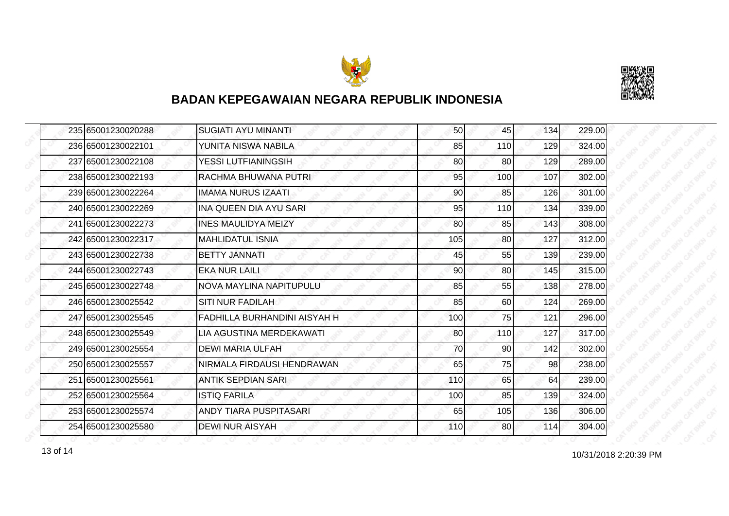## BADAN KEPEGAWAIAN NEGARA REPUBLIK INDONESIA

| | | | | | | |
|---|---|---|---|---|---|---|
| 235 | 65001230020288 | SUGIATI AYU MINANTI | 50 | 45 | 134 | 229.00 |
| 236 | 65001230022101 | YUNITA NISWA NABILA | 85 | 110 | 129 | 324.00 |
| 237 | 65001230022108 | YESSI LUTFIANINGSIH | 80 | 80 | 129 | 289.00 |
| 238 | 65001230022193 | RACHMA BHUWANA PUTRI | 95 | 100 | 107 | 302.00 |
| 239 | 65001230022264 | IMAMA NURUS IZAATI | 90 | 85 | 126 | 301.00 |
| 240 | 65001230022269 | INA QUEEN DIA AYU SARI | 95 | 110 | 134 | 339.00 |
| 241 | 65001230022273 | INES MAULIDYA MEIZY | 80 | 85 | 143 | 308.00 |
| 242 | 65001230022317 | MAHLIDATUL ISNIA | 105 | 80 | 127 | 312.00 |
| 243 | 65001230022738 | BETTY JANNATI | 45 | 55 | 139 | 239.00 |
| 244 | 65001230022743 | EKA NUR LAILI | 90 | 80 | 145 | 315.00 |
| 245 | 65001230022748 | NOVA MAYLINA NAPITUPULU | 85 | 55 | 138 | 278.00 |
| 246 | 65001230025542 | SITI NUR FADILAH | 85 | 60 | 124 | 269.00 |
| 247 | 65001230025545 | FADHILLA BURHANDINI AISYAH H | 100 | 75 | 121 | 296.00 |
| 248 | 65001230025549 | LIA AGUSTINA MERDEKAWATI | 80 | 110 | 127 | 317.00 |
| 249 | 65001230025554 | DEWI MARIA ULFAH | 70 | 90 | 142 | 302.00 |
| 250 | 65001230025557 | NIRMALA FIRDAUSI HENDRAWAN | 65 | 75 | 98 | 238.00 |
| 251 | 65001230025561 | ANTIK SEPDIAN SARI | 110 | 65 | 64 | 239.00 |
| 252 | 65001230025564 | ISTIQ FARILA | 100 | 85 | 139 | 324.00 |
| 253 | 65001230025574 | ANDY TIARA PUSPITASARI | 65 | 105 | 136 | 306.00 |
| 254 | 65001230025580 | DEWI NUR AISYAH | 110 | 80 | 114 | 304.00 |

10/31/2018 2:20:39 PM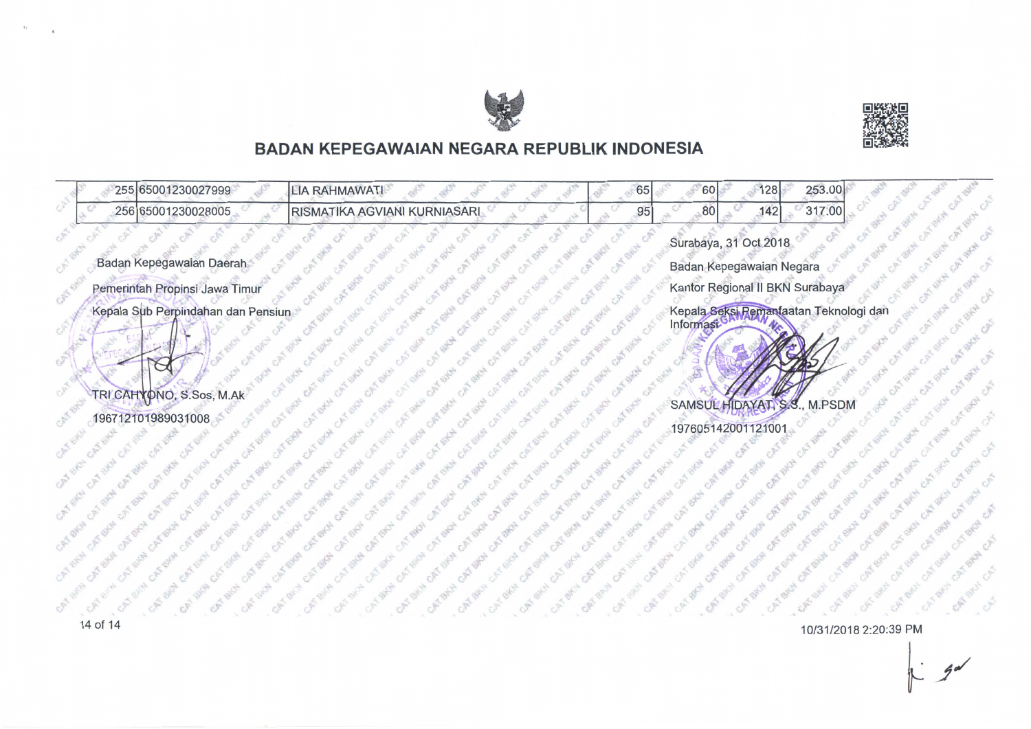# BADAN KEPEGAWAIAN NEGARA REPUBLIK INDONESIA

| | | | | | | |
|---|---|---|---|---|---|---|
| 255 | 65001230027999 | LIA RAHMAWATI | 65 | 60 | 128 | 253.00 |
| 256 | 65001230028005 | RISMATIKA AGVIANI KURNIASARI | 95 | 80 | 142 | 317.00 |

Surabaya, 31 Oct 2018

Badan Kepegawaian Daerah

Pemerintah Propinsi Jawa Timur

Kepala Sub Perpindahan dan Pensiun

TRI CAHYONO, S.Sos, M.Ak

196712101989031008

Badan Kepegawaian Negara

Kantor Regional II BKN Surabaya

Kepala Seksi Pemanfaatan Teknologi dan Informasi

SAMSUL HIDAYAT, S.S., M.PSDM

197605142001121001

10/31/2018 2:20:39 PM